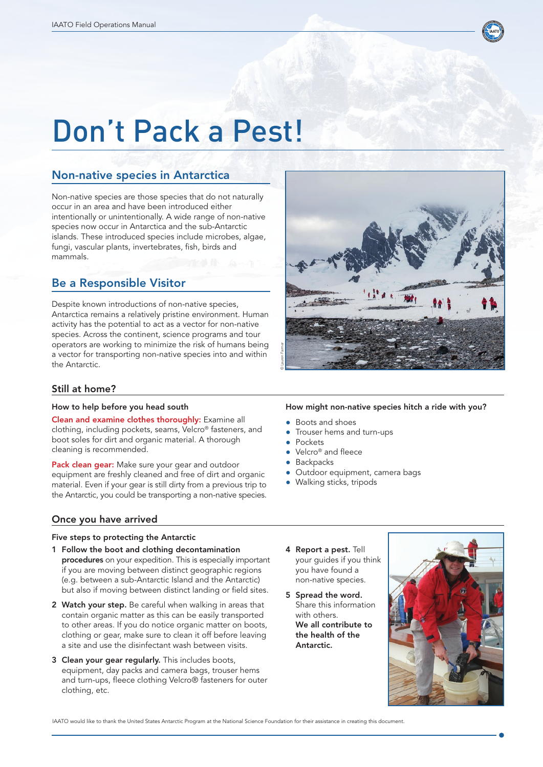# Don't Pack a Pest!

## Non-native species in Antarctica

Non-native species are those species that do not naturally occur in an area and have been introduced either intentionally or unintentionally. A wide range of non-native species now occur in Antarctica and the sub-Antarctic islands. These introduced species include microbes, algae, fungi, vascular plants, invertebrates, fish, birds and mammals.

## Be a Responsible Visitor

Despite known introductions of non-native species, Antarctica remains a relatively pristine environment. Human activity has the potential to act as a vector for non-native species. Across the continent, science programs and tour operators are working to minimize the risk of humans being a vector for transporting non-native species into and within the Antarctic.

## Still at home?

### How to help before you head south

**Clean and examine clothes thoroughly:** Examine all clothing, including pockets, seams, Velcro® fasteners, and boot soles for dirt and organic material. A thorough cleaning is recommended.

**Pack clean gear:** Make sure your gear and outdoor equipment are freshly cleaned and free of dirt and organic material. Even if your gear is still dirty from a previous trip to the Antarctic, you could be transporting a non-native species.

### How might non-native species hitch a ride with you?

- Boots and shoes
- Trouser hems and turn-ups
- Pockets
- Velcro® and fleece
- Backpacks
- Outdoor equipment, camera bags
- Walking sticks, tripods

## Once you have arrived

### Five steps to protecting the Antarctic

1. **Follow the boot and clothing decontamination procedures** on your expedition. This is especially important if you are moving between distinct geographic regions (e.g. between a sub-Antarctic Island and the Antarctic) but also if moving between distinct landing or field sites.
2. **Watch your step.** Be careful when walking in areas that contain organic matter as this can be easily transported to other areas. If you do notice organic matter on boots, clothing or gear, make sure to clean it off before leaving a site and use the disinfectant wash between visits.
3. **Clean your gear regularly.** This includes boots, equipment, day packs and camera bags, trouser hems and turn-ups, fleece clothing Velcro® fasteners for outer clothing, etc.
4. **Report a pest.** Tell your guides if you think you have found a non-native species.
5. **Spread the word.** Share this information with others. **We all contribute to the health of the Antarctic.**

IAATO would like to thank the United States Antarctic Program at the National Science Foundation for their assistance in creating this document.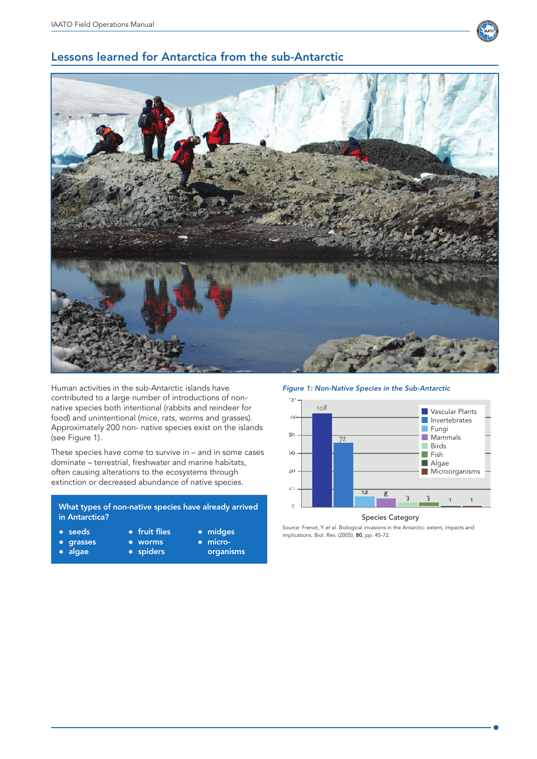## Lessons learned for Antarctica from the sub-Antarctic

Human activities in the sub-Antarctic islands have contributed to a large number of introductions of non-native species both intentional (rabbits and reindeer for food) and unintentional (mice, rats, worms and grasses). Approximately 200 non- native species exist on the islands (see Figure 1).

These species have come to survive in – and in some cases dominate – terrestrial, freshwater and marine habitats, often causing alterations to the ecosystems through extinction or decreased abundance of native species.

**What types of non-native species have already arrived in Antarctica?**

- seeds
- grasses
- algae
- fruit flies
- worms
- spiders
- midges
- micro-organisms

*Figure 1: Non-Native Species in the Sub-Antarctic*

120
100
80
60
40
20
0

108
72
12
8
3
3
1
1

Vascular Plants
Invertebrates
Fungi
Mammals
Birds
Fish
Algae
Microorganisms

Species Category

Source: Frenot, Y *et al.* Biological invasions in the Antarctic: extent, impacts and implications. Biol. Rev. (2005), **80**, pp. 45-72.